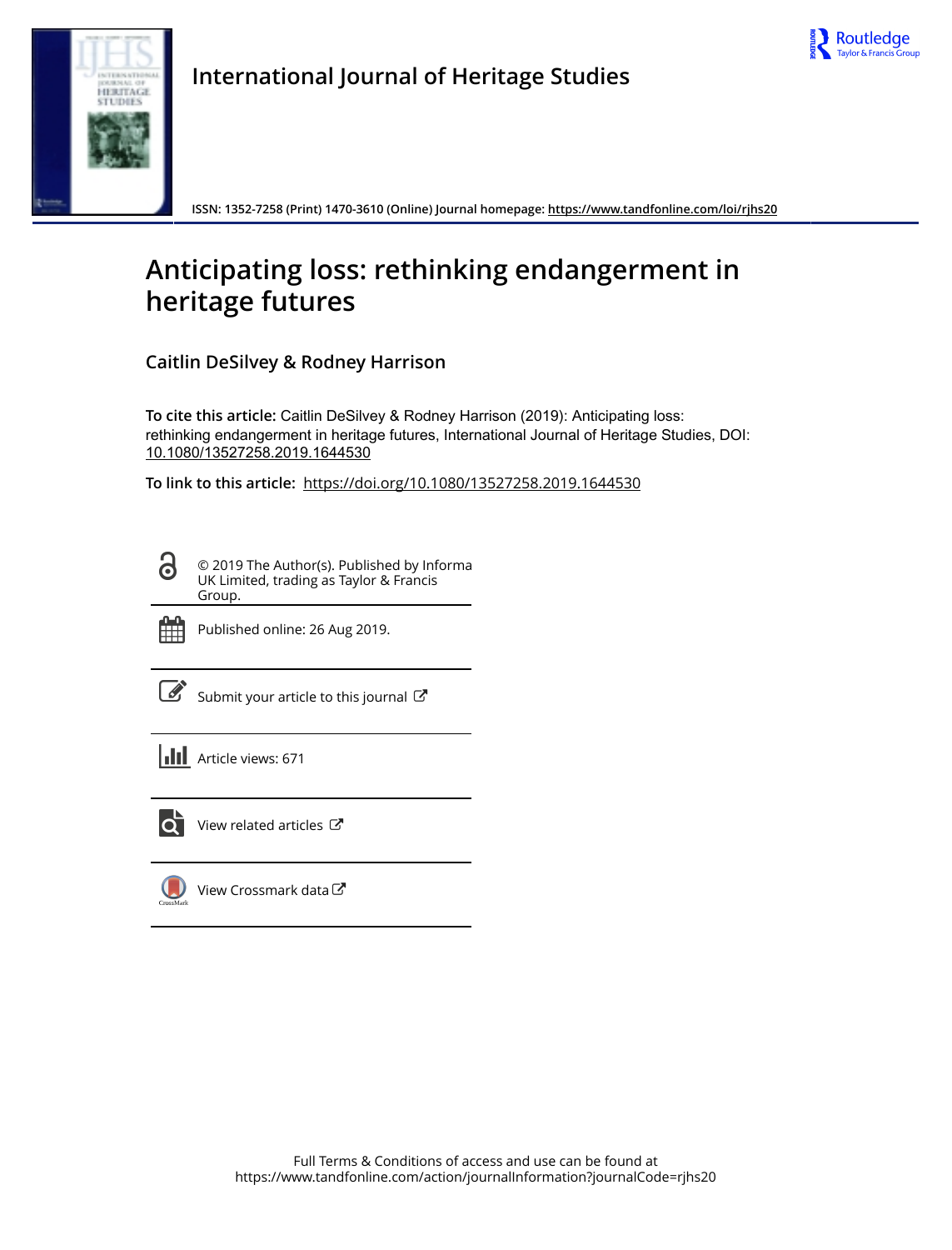International Journal of Heritage Studies

ISSN: 1352-7258 (Print) 1470-3610 (Online) Journal homepage: https://www.tandfonline.com/loi/rjhs20

# Anticipating loss: rethinking endangerment in heritage futures

**Caitlin DeSilvey & Rodney Harrison**

**To cite this article:** Caitlin DeSilvey & Rodney Harrison (2019): Anticipating loss: rethinking endangerment in heritage futures, International Journal of Heritage Studies, DOI: 10.1080/13527258.2019.1644530

**To link to this article:** https://doi.org/10.1080/13527258.2019.1644530

© 2019 The Author(s). Published by Informa UK Limited, trading as Taylor & Francis Group.

Published online: 26 Aug 2019.

Submit your article to this journal

Article views: 671

View related articles

View Crossmark data

Full Terms & Conditions of access and use can be found at https://www.tandfonline.com/action/journalInformation?journalCode=rjhs20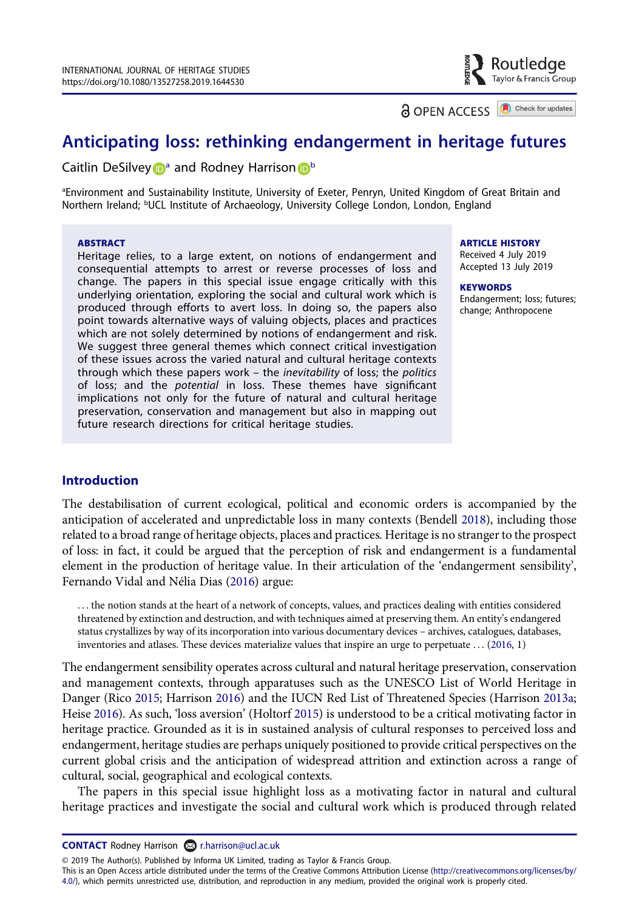# Anticipating loss: rethinking endangerment in heritage futures

Caitlin DeSilvey[a] and Rodney Harrison[b]

[a]Environment and Sustainability Institute, University of Exeter, Penryn, United Kingdom of Great Britain and Northern Ireland; [b]UCL Institute of Archaeology, University College London, London, England

**ABSTRACT**

Heritage relies, to a large extent, on notions of endangerment and consequential attempts to arrest or reverse processes of loss and change. The papers in this special issue engage critically with this underlying orientation, exploring the social and cultural work which is produced through efforts to avert loss. In doing so, the papers also point towards alternative ways of valuing objects, places and practices which are not solely determined by notions of endangerment and risk. We suggest three general themes which connect critical investigation of these issues across the varied natural and cultural heritage contexts through which these papers work – the *inevitability* of loss; the *politics* of loss; and the *potential* in loss. These themes have significant implications not only for the future of natural and cultural heritage preservation, conservation and management but also in mapping out future research directions for critical heritage studies.

**ARTICLE HISTORY**
Received 4 July 2019
Accepted 13 July 2019

**KEYWORDS**
Endangerment; loss; futures; change; Anthropocene

## Introduction

The destabilisation of current ecological, political and economic orders is accompanied by the anticipation of accelerated and unpredictable loss in many contexts (Bendell 2018), including those related to a broad range of heritage objects, places and practices. Heritage is no stranger to the prospect of loss: in fact, it could be argued that the perception of risk and endangerment is a fundamental element in the production of heritage value. In their articulation of the 'endangerment sensibility', Fernando Vidal and Nélia Dias (2016) argue:

> . . . the notion stands at the heart of a network of concepts, values, and practices dealing with entities considered threatened by extinction and destruction, and with techniques aimed at preserving them. An entity's endangered status crystallizes by way of its incorporation into various documentary devices – archives, catalogues, databases, inventories and atlases. These devices materialize values that inspire an urge to perpetuate . . . (2016, 1)

The endangerment sensibility operates across cultural and natural heritage preservation, conservation and management contexts, through apparatuses such as the UNESCO List of World Heritage in Danger (Rico 2015; Harrison 2016) and the IUCN Red List of Threatened Species (Harrison 2013a; Heise 2016). As such, 'loss aversion' (Holtorf 2015) is understood to be a critical motivating factor in heritage practice. Grounded as it is in sustained analysis of cultural responses to perceived loss and endangerment, heritage studies are perhaps uniquely positioned to provide critical perspectives on the current global crisis and the anticipation of widespread attrition and extinction across a range of cultural, social, geographical and ecological contexts.

The papers in this special issue highlight loss as a motivating factor in natural and cultural heritage practices and investigate the social and cultural work which is produced through related

**CONTACT** Rodney Harrison r.harrison@ucl.ac.uk

© 2019 The Author(s). Published by Informa UK Limited, trading as Taylor & Francis Group.
This is an Open Access article distributed under the terms of the Creative Commons Attribution License (http://creativecommons.org/licenses/by/4.0/), which permits unrestricted use, distribution, and reproduction in any medium, provided the original work is properly cited.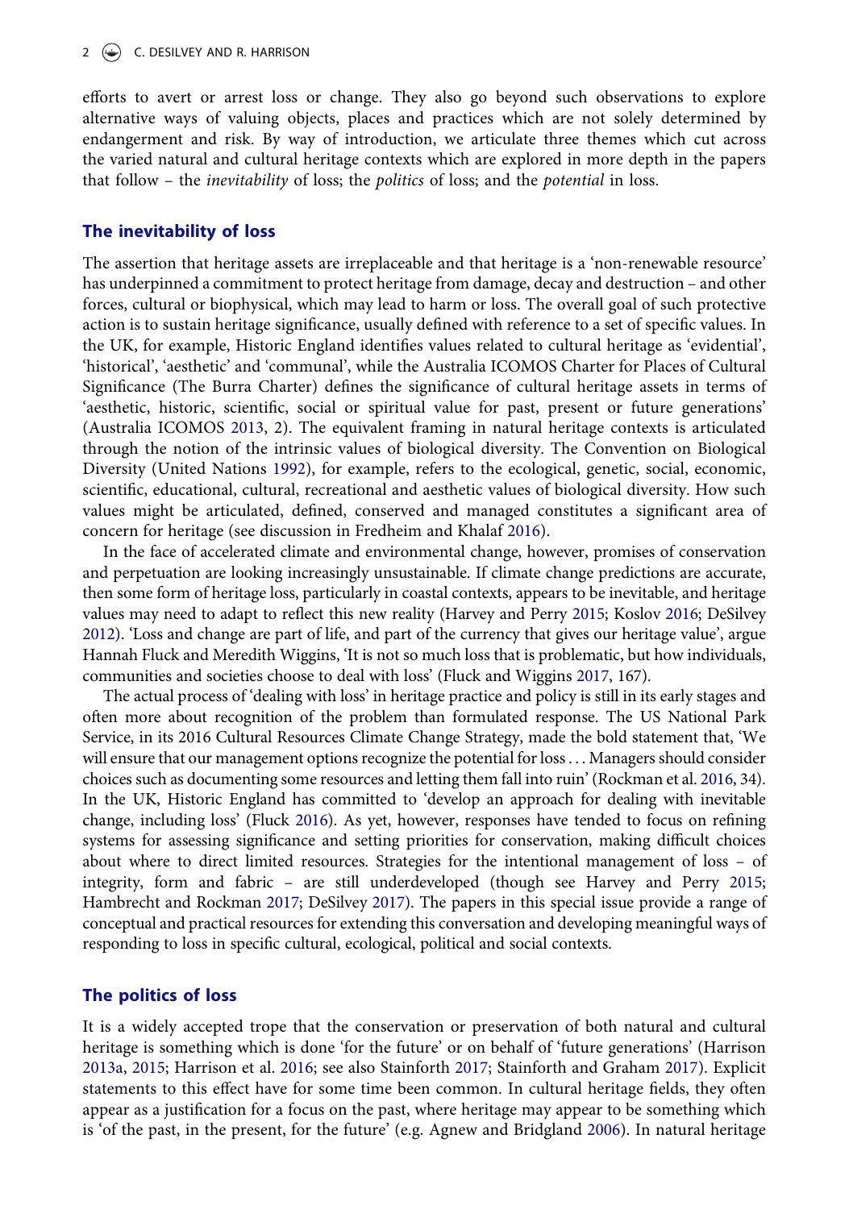efforts to avert or arrest loss or change. They also go beyond such observations to explore alternative ways of valuing objects, places and practices which are not solely determined by endangerment and risk. By way of introduction, we articulate three themes which cut across the varied natural and cultural heritage contexts which are explored in more depth in the papers that follow – the *inevitability* of loss; the *politics* of loss; and the *potential* in loss.

## The inevitability of loss

The assertion that heritage assets are irreplaceable and that heritage is a 'non-renewable resource' has underpinned a commitment to protect heritage from damage, decay and destruction – and other forces, cultural or biophysical, which may lead to harm or loss. The overall goal of such protective action is to sustain heritage significance, usually defined with reference to a set of specific values. In the UK, for example, Historic England identifies values related to cultural heritage as 'evidential', 'historical', 'aesthetic' and 'communal', while the Australia ICOMOS Charter for Places of Cultural Significance (The Burra Charter) defines the significance of cultural heritage assets in terms of 'aesthetic, historic, scientific, social or spiritual value for past, present or future generations' (Australia ICOMOS 2013, 2). The equivalent framing in natural heritage contexts is articulated through the notion of the intrinsic values of biological diversity. The Convention on Biological Diversity (United Nations 1992), for example, refers to the ecological, genetic, social, economic, scientific, educational, cultural, recreational and aesthetic values of biological diversity. How such values might be articulated, defined, conserved and managed constitutes a significant area of concern for heritage (see discussion in Fredheim and Khalaf 2016).

In the face of accelerated climate and environmental change, however, promises of conservation and perpetuation are looking increasingly unsustainable. If climate change predictions are accurate, then some form of heritage loss, particularly in coastal contexts, appears to be inevitable, and heritage values may need to adapt to reflect this new reality (Harvey and Perry 2015; Koslov 2016; DeSilvey 2012). 'Loss and change are part of life, and part of the currency that gives our heritage value', argue Hannah Fluck and Meredith Wiggins, 'It is not so much loss that is problematic, but how individuals, communities and societies choose to deal with loss' (Fluck and Wiggins 2017, 167).

The actual process of 'dealing with loss' in heritage practice and policy is still in its early stages and often more about recognition of the problem than formulated response. The US National Park Service, in its 2016 Cultural Resources Climate Change Strategy, made the bold statement that, 'We will ensure that our management options recognize the potential for loss . . . Managers should consider choices such as documenting some resources and letting them fall into ruin' (Rockman et al. 2016, 34). In the UK, Historic England has committed to 'develop an approach for dealing with inevitable change, including loss' (Fluck 2016). As yet, however, responses have tended to focus on refining systems for assessing significance and setting priorities for conservation, making difficult choices about where to direct limited resources. Strategies for the intentional management of loss – of integrity, form and fabric – are still underdeveloped (though see Harvey and Perry 2015; Hambrecht and Rockman 2017; DeSilvey 2017). The papers in this special issue provide a range of conceptual and practical resources for extending this conversation and developing meaningful ways of responding to loss in specific cultural, ecological, political and social contexts.

## The politics of loss

It is a widely accepted trope that the conservation or preservation of both natural and cultural heritage is something which is done 'for the future' or on behalf of 'future generations' (Harrison 2013a, 2015; Harrison et al. 2016; see also Stainforth 2017; Stainforth and Graham 2017). Explicit statements to this effect have for some time been common. In cultural heritage fields, they often appear as a justification for a focus on the past, where heritage may appear to be something which is 'of the past, in the present, for the future' (e.g. Agnew and Bridgland 2006). In natural heritage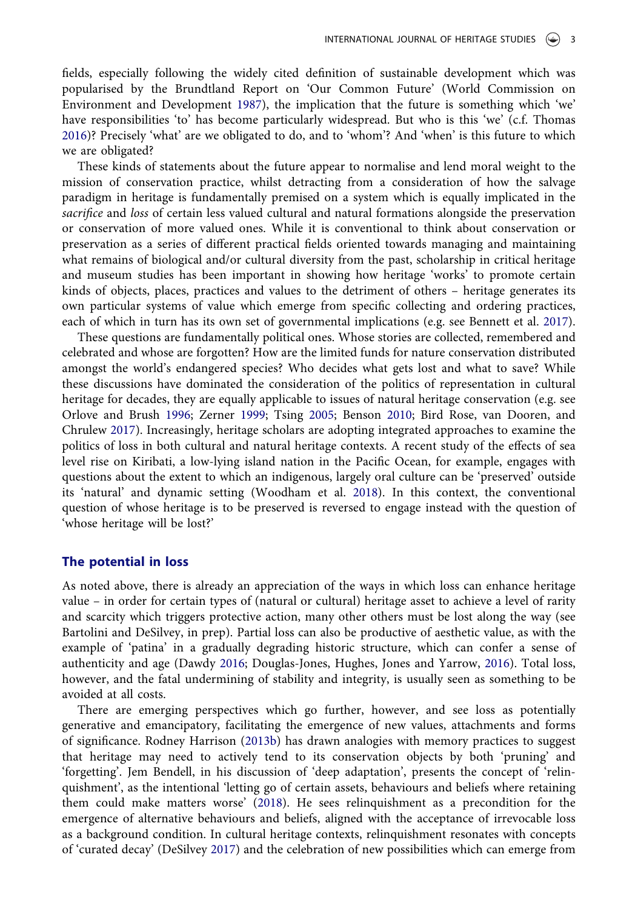fields, especially following the widely cited definition of sustainable development which was popularised by the Brundtland Report on 'Our Common Future' (World Commission on Environment and Development 1987), the implication that the future is something which 'we' have responsibilities 'to' has become particularly widespread. But who is this 'we' (c.f. Thomas 2016)? Precisely 'what' are we obligated to do, and to 'whom'? And 'when' is this future to which we are obligated?

These kinds of statements about the future appear to normalise and lend moral weight to the mission of conservation practice, whilst detracting from a consideration of how the salvage paradigm in heritage is fundamentally premised on a system which is equally implicated in the *sacrifice* and *loss* of certain less valued cultural and natural formations alongside the preservation or conservation of more valued ones. While it is conventional to think about conservation or preservation as a series of different practical fields oriented towards managing and maintaining what remains of biological and/or cultural diversity from the past, scholarship in critical heritage and museum studies has been important in showing how heritage 'works' to promote certain kinds of objects, places, practices and values to the detriment of others – heritage generates its own particular systems of value which emerge from specific collecting and ordering practices, each of which in turn has its own set of governmental implications (e.g. see Bennett et al. 2017).

These questions are fundamentally political ones. Whose stories are collected, remembered and celebrated and whose are forgotten? How are the limited funds for nature conservation distributed amongst the world's endangered species? Who decides what gets lost and what to save? While these discussions have dominated the consideration of the politics of representation in cultural heritage for decades, they are equally applicable to issues of natural heritage conservation (e.g. see Orlove and Brush 1996; Zerner 1999; Tsing 2005; Benson 2010; Bird Rose, van Dooren, and Chrulew 2017). Increasingly, heritage scholars are adopting integrated approaches to examine the politics of loss in both cultural and natural heritage contexts. A recent study of the effects of sea level rise on Kiribati, a low-lying island nation in the Pacific Ocean, for example, engages with questions about the extent to which an indigenous, largely oral culture can be 'preserved' outside its 'natural' and dynamic setting (Woodham et al. 2018). In this context, the conventional question of whose heritage is to be preserved is reversed to engage instead with the question of 'whose heritage will be lost?'

## The potential in loss

As noted above, there is already an appreciation of the ways in which loss can enhance heritage value – in order for certain types of (natural or cultural) heritage asset to achieve a level of rarity and scarcity which triggers protective action, many other others must be lost along the way (see Bartolini and DeSilvey, in prep). Partial loss can also be productive of aesthetic value, as with the example of 'patina' in a gradually degrading historic structure, which can confer a sense of authenticity and age (Dawdy 2016; Douglas-Jones, Hughes, Jones and Yarrow, 2016). Total loss, however, and the fatal undermining of stability and integrity, is usually seen as something to be avoided at all costs.

There are emerging perspectives which go further, however, and see loss as potentially generative and emancipatory, facilitating the emergence of new values, attachments and forms of significance. Rodney Harrison (2013b) has drawn analogies with memory practices to suggest that heritage may need to actively tend to its conservation objects by both 'pruning' and 'forgetting'. Jem Bendell, in his discussion of 'deep adaptation', presents the concept of 'relinquishment', as the intentional 'letting go of certain assets, behaviours and beliefs where retaining them could make matters worse' (2018). He sees relinquishment as a precondition for the emergence of alternative behaviours and beliefs, aligned with the acceptance of irrevocable loss as a background condition. In cultural heritage contexts, relinquishment resonates with concepts of 'curated decay' (DeSilvey 2017) and the celebration of new possibilities which can emerge from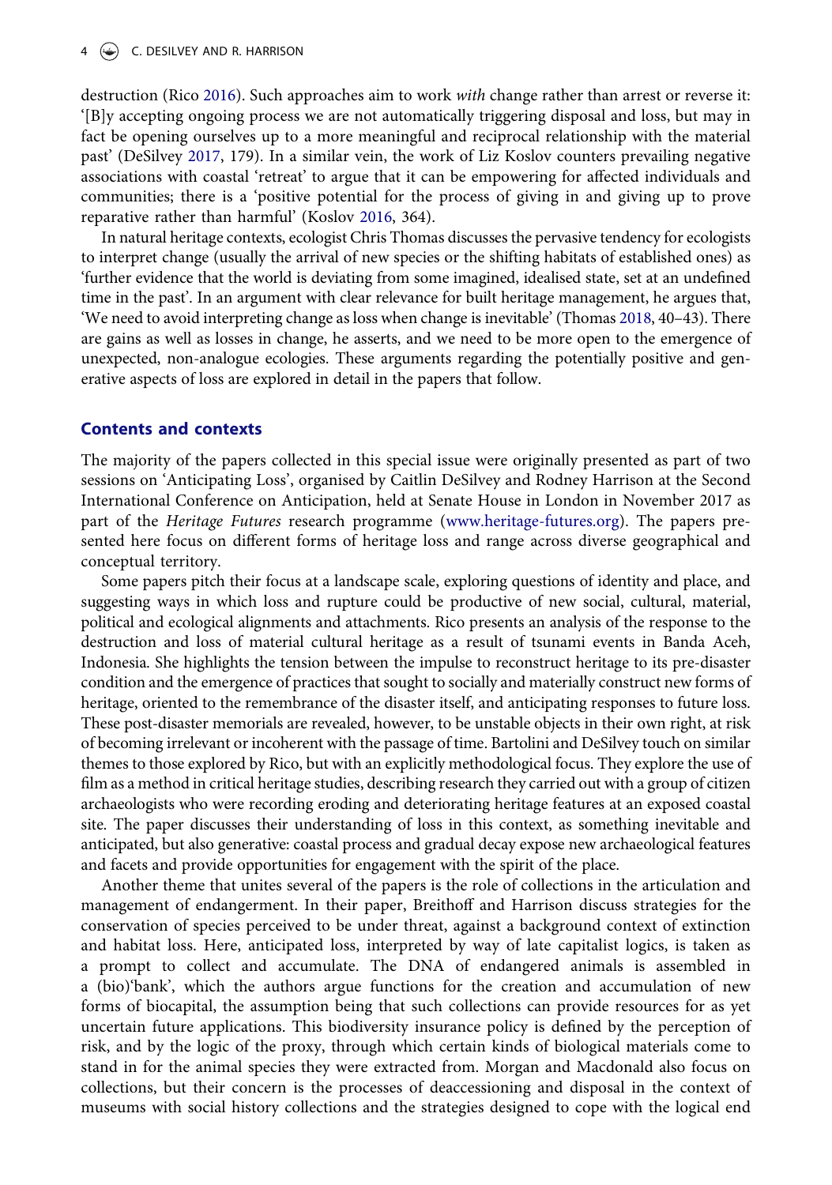destruction (Rico 2016). Such approaches aim to work *with* change rather than arrest or reverse it: '[B]y accepting ongoing process we are not automatically triggering disposal and loss, but may in fact be opening ourselves up to a more meaningful and reciprocal relationship with the material past' (DeSilvey 2017, 179). In a similar vein, the work of Liz Koslov counters prevailing negative associations with coastal 'retreat' to argue that it can be empowering for affected individuals and communities; there is a 'positive potential for the process of giving in and giving up to prove reparative rather than harmful' (Koslov 2016, 364).

In natural heritage contexts, ecologist Chris Thomas discusses the pervasive tendency for ecologists to interpret change (usually the arrival of new species or the shifting habitats of established ones) as 'further evidence that the world is deviating from some imagined, idealised state, set at an undefined time in the past'. In an argument with clear relevance for built heritage management, he argues that, 'We need to avoid interpreting change as loss when change is inevitable' (Thomas 2018, 40–43). There are gains as well as losses in change, he asserts, and we need to be more open to the emergence of unexpected, non-analogue ecologies. These arguments regarding the potentially positive and generative aspects of loss are explored in detail in the papers that follow.

## Contents and contexts

The majority of the papers collected in this special issue were originally presented as part of two sessions on 'Anticipating Loss', organised by Caitlin DeSilvey and Rodney Harrison at the Second International Conference on Anticipation, held at Senate House in London in November 2017 as part of the *Heritage Futures* research programme (www.heritage-futures.org). The papers presented here focus on different forms of heritage loss and range across diverse geographical and conceptual territory.

Some papers pitch their focus at a landscape scale, exploring questions of identity and place, and suggesting ways in which loss and rupture could be productive of new social, cultural, material, political and ecological alignments and attachments. Rico presents an analysis of the response to the destruction and loss of material cultural heritage as a result of tsunami events in Banda Aceh, Indonesia. She highlights the tension between the impulse to reconstruct heritage to its pre-disaster condition and the emergence of practices that sought to socially and materially construct new forms of heritage, oriented to the remembrance of the disaster itself, and anticipating responses to future loss. These post-disaster memorials are revealed, however, to be unstable objects in their own right, at risk of becoming irrelevant or incoherent with the passage of time. Bartolini and DeSilvey touch on similar themes to those explored by Rico, but with an explicitly methodological focus. They explore the use of film as a method in critical heritage studies, describing research they carried out with a group of citizen archaeologists who were recording eroding and deteriorating heritage features at an exposed coastal site. The paper discusses their understanding of loss in this context, as something inevitable and anticipated, but also generative: coastal process and gradual decay expose new archaeological features and facets and provide opportunities for engagement with the spirit of the place.

Another theme that unites several of the papers is the role of collections in the articulation and management of endangerment. In their paper, Breithoff and Harrison discuss strategies for the conservation of species perceived to be under threat, against a background context of extinction and habitat loss. Here, anticipated loss, interpreted by way of late capitalist logics, is taken as a prompt to collect and accumulate. The DNA of endangered animals is assembled in a (bio)'bank', which the authors argue functions for the creation and accumulation of new forms of biocapital, the assumption being that such collections can provide resources for as yet uncertain future applications. This biodiversity insurance policy is defined by the perception of risk, and by the logic of the proxy, through which certain kinds of biological materials come to stand in for the animal species they were extracted from. Morgan and Macdonald also focus on collections, but their concern is the processes of deaccessioning and disposal in the context of museums with social history collections and the strategies designed to cope with the logical end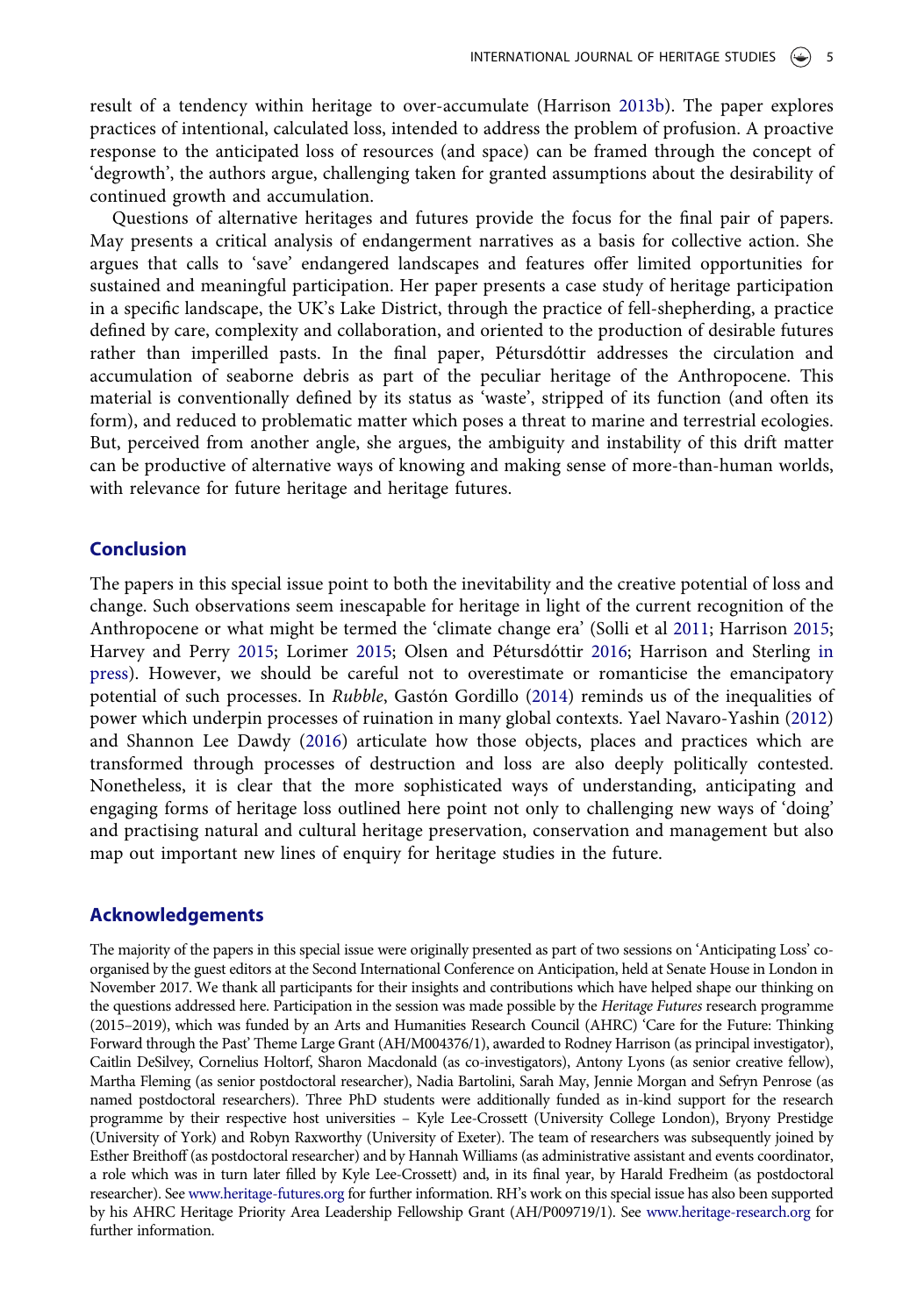result of a tendency within heritage to over-accumulate (Harrison 2013b). The paper explores practices of intentional, calculated loss, intended to address the problem of profusion. A proactive response to the anticipated loss of resources (and space) can be framed through the concept of 'degrowth', the authors argue, challenging taken for granted assumptions about the desirability of continued growth and accumulation.

Questions of alternative heritages and futures provide the focus for the final pair of papers. May presents a critical analysis of endangerment narratives as a basis for collective action. She argues that calls to 'save' endangered landscapes and features offer limited opportunities for sustained and meaningful participation. Her paper presents a case study of heritage participation in a specific landscape, the UK's Lake District, through the practice of fell-shepherding, a practice defined by care, complexity and collaboration, and oriented to the production of desirable futures rather than imperilled pasts. In the final paper, Pétursdóttir addresses the circulation and accumulation of seaborne debris as part of the peculiar heritage of the Anthropocene. This material is conventionally defined by its status as 'waste', stripped of its function (and often its form), and reduced to problematic matter which poses a threat to marine and terrestrial ecologies. But, perceived from another angle, she argues, the ambiguity and instability of this drift matter can be productive of alternative ways of knowing and making sense of more-than-human worlds, with relevance for future heritage and heritage futures.

## Conclusion

The papers in this special issue point to both the inevitability and the creative potential of loss and change. Such observations seem inescapable for heritage in light of the current recognition of the Anthropocene or what might be termed the 'climate change era' (Solli et al 2011; Harrison 2015; Harvey and Perry 2015; Lorimer 2015; Olsen and Pétursdóttir 2016; Harrison and Sterling in press). However, we should be careful not to overestimate or romanticise the emancipatory potential of such processes. In *Rubble*, Gastón Gordillo (2014) reminds us of the inequalities of power which underpin processes of ruination in many global contexts. Yael Navaro-Yashin (2012) and Shannon Lee Dawdy (2016) articulate how those objects, places and practices which are transformed through processes of destruction and loss are also deeply politically contested. Nonetheless, it is clear that the more sophisticated ways of understanding, anticipating and engaging forms of heritage loss outlined here point not only to challenging new ways of 'doing' and practising natural and cultural heritage preservation, conservation and management but also map out important new lines of enquiry for heritage studies in the future.

## Acknowledgements

The majority of the papers in this special issue were originally presented as part of two sessions on 'Anticipating Loss' co-organised by the guest editors at the Second International Conference on Anticipation, held at Senate House in London in November 2017. We thank all participants for their insights and contributions which have helped shape our thinking on the questions addressed here. Participation in the session was made possible by the *Heritage Futures* research programme (2015–2019), which was funded by an Arts and Humanities Research Council (AHRC) 'Care for the Future: Thinking Forward through the Past' Theme Large Grant (AH/M004376/1), awarded to Rodney Harrison (as principal investigator), Caitlin DeSilvey, Cornelius Holtorf, Sharon Macdonald (as co-investigators), Antony Lyons (as senior creative fellow), Martha Fleming (as senior postdoctoral researcher), Nadia Bartolini, Sarah May, Jennie Morgan and Sefryn Penrose (as named postdoctoral researchers). Three PhD students were additionally funded as in-kind support for the research programme by their respective host universities – Kyle Lee-Crossett (University College London), Bryony Prestidge (University of York) and Robyn Raxworthy (University of Exeter). The team of researchers was subsequently joined by Esther Breithoff (as postdoctoral researcher) and by Hannah Williams (as administrative assistant and events coordinator, a role which was in turn later filled by Kyle Lee-Crossett) and, in its final year, by Harald Fredheim (as postdoctoral researcher). See www.heritage-futures.org for further information. RH's work on this special issue has also been supported by his AHRC Heritage Priority Area Leadership Fellowship Grant (AH/P009719/1). See www.heritage-research.org for further information.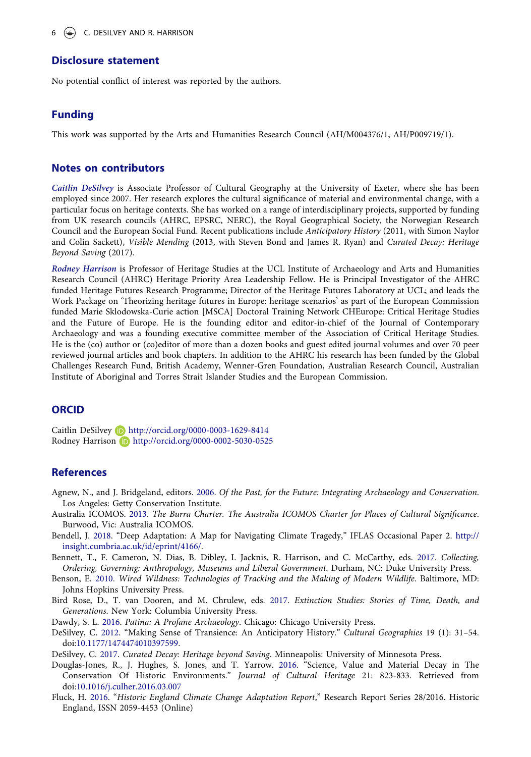## Disclosure statement

No potential conflict of interest was reported by the authors.

## Funding

This work was supported by the Arts and Humanities Research Council (AH/M004376/1, AH/P009719/1).

## Notes on contributors

***Caitlin DeSilvey*** is Associate Professor of Cultural Geography at the University of Exeter, where she has been employed since 2007. Her research explores the cultural significance of material and environmental change, with a particular focus on heritage contexts. She has worked on a range of interdisciplinary projects, supported by funding from UK research councils (AHRC, EPSRC, NERC), the Royal Geographical Society, the Norwegian Research Council and the European Social Fund. Recent publications include *Anticipatory History* (2011, with Simon Naylor and Colin Sackett), *Visible Mending* (2013, with Steven Bond and James R. Ryan) and *Curated Decay: Heritage Beyond Saving* (2017).

***Rodney Harrison*** is Professor of Heritage Studies at the UCL Institute of Archaeology and Arts and Humanities Research Council (AHRC) Heritage Priority Area Leadership Fellow. He is Principal Investigator of the AHRC funded Heritage Futures Research Programme; Director of the Heritage Futures Laboratory at UCL; and leads the Work Package on 'Theorizing heritage futures in Europe: heritage scenarios' as part of the European Commission funded Marie Sklodowska-Curie action [MSCA] Doctoral Training Network CHEurope: Critical Heritage Studies and the Future of Europe. He is the founding editor and editor-in-chief of the Journal of Contemporary Archaeology and was a founding executive committee member of the Association of Critical Heritage Studies. He is the (co) author or (co)editor of more than a dozen books and guest edited journal volumes and over 70 peer reviewed journal articles and book chapters. In addition to the AHRC his research has been funded by the Global Challenges Research Fund, British Academy, Wenner-Gren Foundation, Australian Research Council, Australian Institute of Aboriginal and Torres Strait Islander Studies and the European Commission.

## ORCID

Caitlin DeSilvey http://orcid.org/0000-0003-1629-8414
Rodney Harrison http://orcid.org/0000-0002-5030-0525

## References

Agnew, N., and J. Bridgeland, editors. 2006. *Of the Past, for the Future: Integrating Archaeology and Conservation*. Los Angeles: Getty Conservation Institute.

Australia ICOMOS. 2013. *The Burra Charter. The Australia ICOMOS Charter for Places of Cultural Significance*. Burwood, Vic: Australia ICOMOS.

Bendell, J. 2018. "Deep Adaptation: A Map for Navigating Climate Tragedy," IFLAS Occasional Paper 2. http://insight.cumbria.ac.uk/id/eprint/4166/.

Bennett, T., F. Cameron, N. Dias, B. Dibley, I. Jacknis, R. Harrison, and C. McCarthy, eds. 2017. *Collecting, Ordering, Governing: Anthropology, Museums and Liberal Government*. Durham, NC: Duke University Press.

Benson, E. 2010. *Wired Wildness: Technologies of Tracking and the Making of Modern Wildlife*. Baltimore, MD: Johns Hopkins University Press.

Bird Rose, D., T. van Dooren, and M. Chrulew, eds. 2017. *Extinction Studies: Stories of Time, Death, and Generations*. New York: Columbia University Press.

Dawdy, S. L. 2016. *Patina: A Profane Archaeology*. Chicago: Chicago University Press.

DeSilvey, C. 2012. "Making Sense of Transience: An Anticipatory History." *Cultural Geographies* 19 (1): 31–54. doi:10.1177/1474474010397599.

DeSilvey, C. 2017. *Curated Decay: Heritage beyond Saving*. Minneapolis: University of Minnesota Press.

Douglas-Jones, R., J. Hughes, S. Jones, and T. Yarrow. 2016. "Science, Value and Material Decay in The Conservation Of Historic Environments." *Journal of Cultural Heritage* 21: 823-833. Retrieved from doi:10.1016/j.culher.2016.03.007

Fluck, H. 2016. "*Historic England Climate Change Adaptation Report*," Research Report Series 28/2016. Historic England, ISSN 2059-4453 (Online)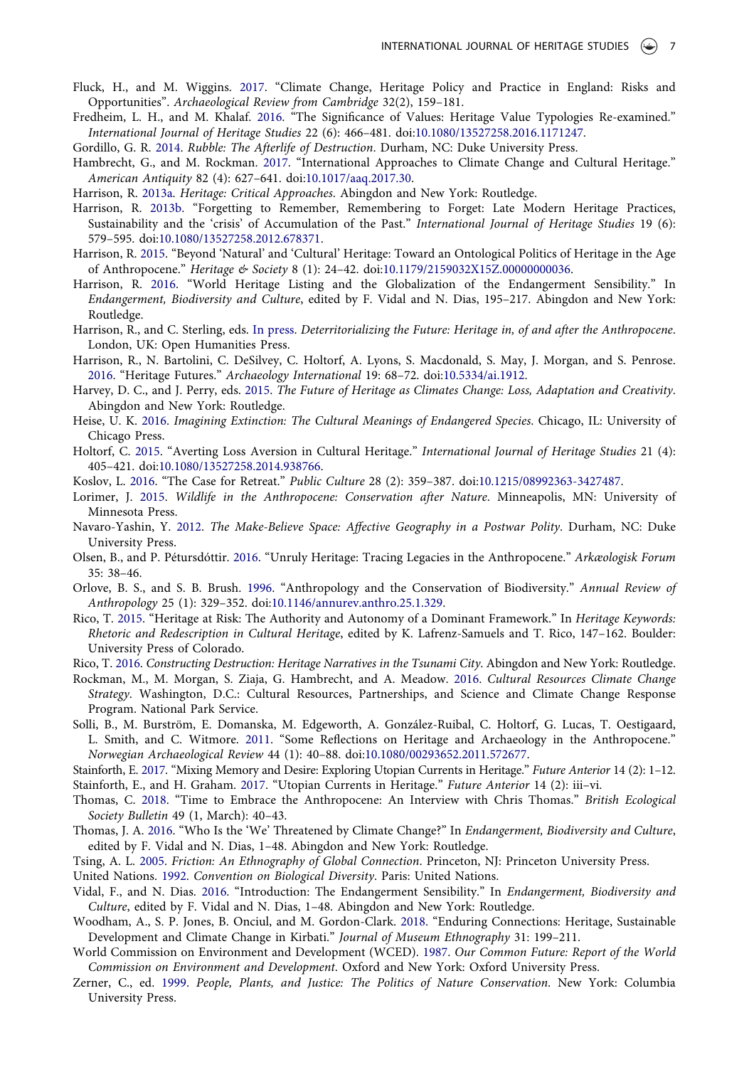Fluck, H., and M. Wiggins. 2017. "Climate Change, Heritage Policy and Practice in England: Risks and Opportunities". *Archaeological Review from Cambridge* 32(2), 159–181.

Fredheim, L. H., and M. Khalaf. 2016. "The Significance of Values: Heritage Value Typologies Re-examined." *International Journal of Heritage Studies* 22 (6): 466–481. doi:10.1080/13527258.2016.1171247.

Gordillo, G. R. 2014. *Rubble: The Afterlife of Destruction*. Durham, NC: Duke University Press.

Hambrecht, G., and M. Rockman. 2017. "International Approaches to Climate Change and Cultural Heritage." *American Antiquity* 82 (4): 627–641. doi:10.1017/aaq.2017.30.

Harrison, R. 2013a. *Heritage: Critical Approaches*. Abingdon and New York: Routledge.

Harrison, R. 2013b. "Forgetting to Remember, Remembering to Forget: Late Modern Heritage Practices, Sustainability and the 'crisis' of Accumulation of the Past." *International Journal of Heritage Studies* 19 (6): 579–595. doi:10.1080/13527258.2012.678371.

Harrison, R. 2015. "Beyond 'Natural' and 'Cultural' Heritage: Toward an Ontological Politics of Heritage in the Age of Anthropocene." *Heritage & Society* 8 (1): 24–42. doi:10.1179/2159032X15Z.00000000036.

Harrison, R. 2016. "World Heritage Listing and the Globalization of the Endangerment Sensibility." In *Endangerment, Biodiversity and Culture*, edited by F. Vidal and N. Dias, 195–217. Abingdon and New York: Routledge.

Harrison, R., and C. Sterling, eds. In press. *Deterritorializing the Future: Heritage in, of and after the Anthropocene*. London, UK: Open Humanities Press.

Harrison, R., N. Bartolini, C. DeSilvey, C. Holtorf, A. Lyons, S. Macdonald, S. May, J. Morgan, and S. Penrose. 2016. "Heritage Futures." *Archaeology International* 19: 68–72. doi:10.5334/ai.1912.

Harvey, D. C., and J. Perry, eds. 2015. *The Future of Heritage as Climates Change: Loss, Adaptation and Creativity*. Abingdon and New York: Routledge.

Heise, U. K. 2016. *Imagining Extinction: The Cultural Meanings of Endangered Species*. Chicago, IL: University of Chicago Press.

Holtorf, C. 2015. "Averting Loss Aversion in Cultural Heritage." *International Journal of Heritage Studies* 21 (4): 405–421. doi:10.1080/13527258.2014.938766.

Koslov, L. 2016. "The Case for Retreat." *Public Culture* 28 (2): 359–387. doi:10.1215/08992363-3427487.

Lorimer, J. 2015. *Wildlife in the Anthropocene: Conservation after Nature*. Minneapolis, MN: University of Minnesota Press.

Navaro-Yashin, Y. 2012. *The Make-Believe Space: Affective Geography in a Postwar Polity*. Durham, NC: Duke University Press.

Olsen, B., and P. Pétursdóttir. 2016. "Unruly Heritage: Tracing Legacies in the Anthropocene." *Arkæologisk Forum* 35: 38–46.

Orlove, B. S., and S. B. Brush. 1996. "Anthropology and the Conservation of Biodiversity." *Annual Review of Anthropology* 25 (1): 329–352. doi:10.1146/annurev.anthro.25.1.329.

Rico, T. 2015. "Heritage at Risk: The Authority and Autonomy of a Dominant Framework." In *Heritage Keywords: Rhetoric and Redescription in Cultural Heritage*, edited by K. Lafrenz-Samuels and T. Rico, 147–162. Boulder: University Press of Colorado.

Rico, T. 2016. *Constructing Destruction: Heritage Narratives in the Tsunami City*. Abingdon and New York: Routledge.

Rockman, M., M. Morgan, S. Ziaja, G. Hambrecht, and A. Meadow. 2016. *Cultural Resources Climate Change Strategy*. Washington, D.C.: Cultural Resources, Partnerships, and Science and Climate Change Response Program. National Park Service.

Solli, B., M. Burström, E. Domanska, M. Edgeworth, A. González-Ruibal, C. Holtorf, G. Lucas, T. Oestigaard, L. Smith, and C. Witmore. 2011. "Some Reflections on Heritage and Archaeology in the Anthropocene." *Norwegian Archaeological Review* 44 (1): 40–88. doi:10.1080/00293652.2011.572677.

Stainforth, E. 2017. "Mixing Memory and Desire: Exploring Utopian Currents in Heritage." *Future Anterior* 14 (2): 1–12.

Stainforth, E., and H. Graham. 2017. "Utopian Currents in Heritage." *Future Anterior* 14 (2): iii–vi.

Thomas, C. 2018. "Time to Embrace the Anthropocene: An Interview with Chris Thomas." *British Ecological Society Bulletin* 49 (1, March): 40–43.

Thomas, J. A. 2016. "Who Is the 'We' Threatened by Climate Change?" In *Endangerment, Biodiversity and Culture*, edited by F. Vidal and N. Dias, 1–48. Abingdon and New York: Routledge.

Tsing, A. L. 2005. *Friction: An Ethnography of Global Connection*. Princeton, NJ: Princeton University Press.

United Nations. 1992. *Convention on Biological Diversity*. Paris: United Nations.

Vidal, F., and N. Dias. 2016. "Introduction: The Endangerment Sensibility." In *Endangerment, Biodiversity and Culture*, edited by F. Vidal and N. Dias, 1–48. Abingdon and New York: Routledge.

Woodham, A., S. P. Jones, B. Onciul, and M. Gordon-Clark. 2018. "Enduring Connections: Heritage, Sustainable Development and Climate Change in Kirbati." *Journal of Museum Ethnography* 31: 199–211.

World Commission on Environment and Development (WCED). 1987. *Our Common Future: Report of the World Commission on Environment and Development*. Oxford and New York: Oxford University Press.

Zerner, C., ed. 1999. *People, Plants, and Justice: The Politics of Nature Conservation*. New York: Columbia University Press.